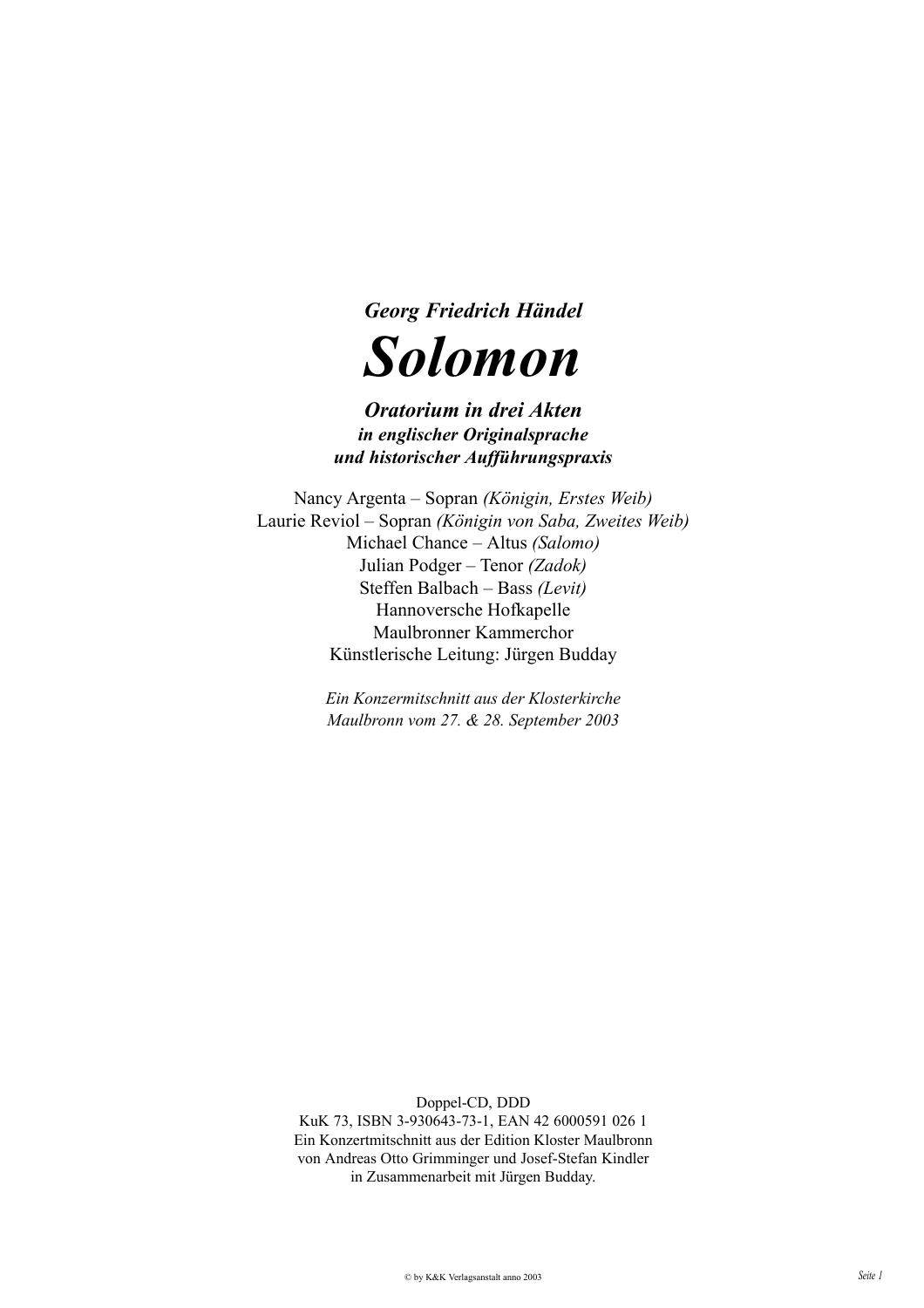***Georg Friedrich Händel***

# *Solomon*

***Oratorium in drei Akten***
***in englischer Originalsprache***
***und historischer Aufführungspraxis***

Nancy Argenta – Sopran *(Königin, Erstes Weib)*
Laurie Reviol – Sopran *(Königin von Saba, Zweites Weib)*
Michael Chance – Altus *(Salomo)*
Julian Podger – Tenor *(Zadok)*
Steffen Balbach – Bass *(Levit)*
Hannoversche Hofkapelle
Maulbronner Kammerchor
Künstlerische Leitung: Jürgen Budday

*Ein Konzermitschnitt aus der Klosterkirche*
*Maulbronn vom 27. & 28. September 2003*

Doppel-CD, DDD
KuK 73, ISBN 3-930643-73-1, EAN 42 6000591 026 1
Ein Konzertmitschnitt aus der Edition Kloster Maulbronn
von Andreas Otto Grimminger und Josef-Stefan Kindler
in Zusammenarbeit mit Jürgen Budday.

© by K&K Verlagsanstalt anno 2003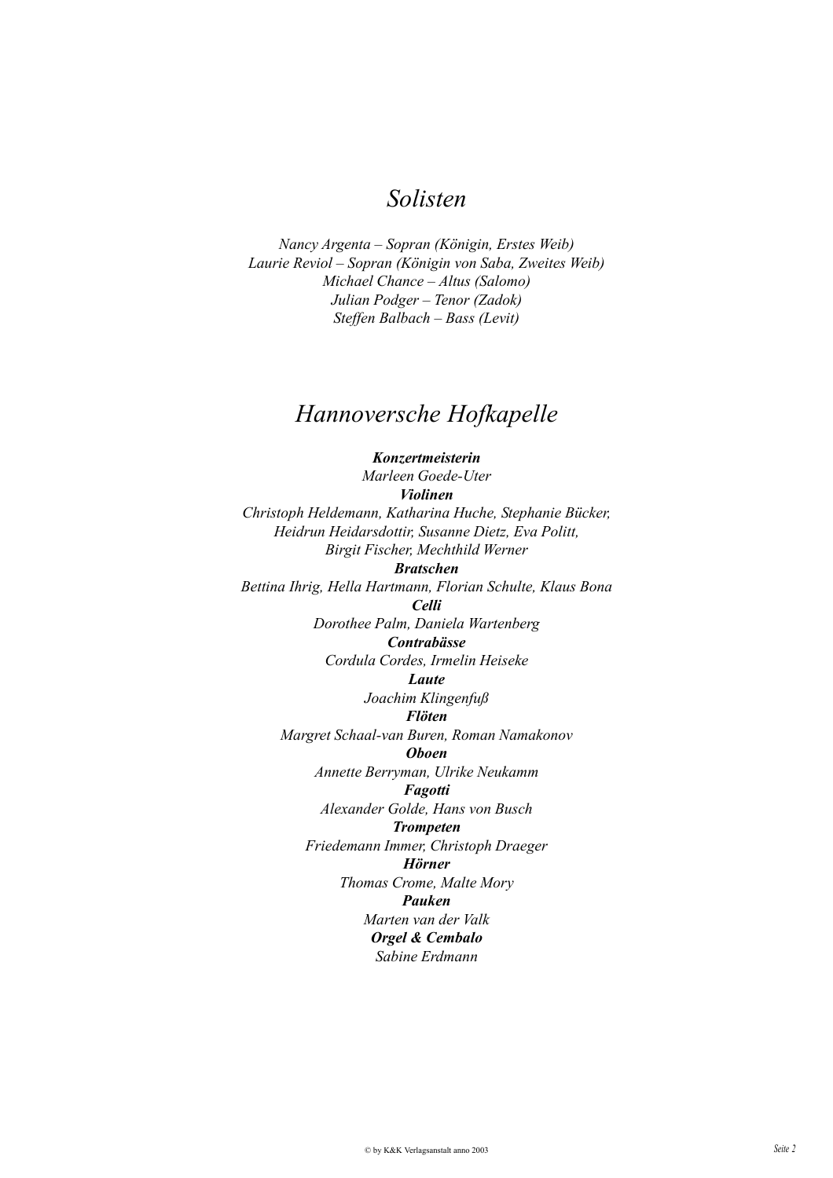# *Solisten*

*Nancy Argenta – Sopran (Königin, Erstes Weib)*
*Laurie Reviol – Sopran (Königin von Saba, Zweites Weib)*
*Michael Chance – Altus (Salomo)*
*Julian Podger – Tenor (Zadok)*
*Steffen Balbach – Bass (Levit)*

# *Hannoversche Hofkapelle*

***Konzertmeisterin***
*Marleen Goede-Uter*
***Violinen***
*Christoph Heldemann, Katharina Huche, Stephanie Bücker,*
*Heidrun Heidarsdottir, Susanne Dietz, Eva Politt,*
*Birgit Fischer, Mechthild Werner*
***Bratschen***
*Bettina Ihrig, Hella Hartmann, Florian Schulte, Klaus Bona*
***Celli***
*Dorothee Palm, Daniela Wartenberg*
***Contrabässe***
*Cordula Cordes, Irmelin Heiseke*
***Laute***
*Joachim Klingenfuß*
***Flöten***
*Margret Schaal-van Buren, Roman Namakonov*
***Oboen***
*Annette Berryman, Ulrike Neukamm*
***Fagotti***
*Alexander Golde, Hans von Busch*
***Trompeten***
*Friedemann Immer, Christoph Draeger*
***Hörner***
*Thomas Crome, Malte Mory*
***Pauken***
*Marten van der Valk*
***Orgel & Cembalo***
*Sabine Erdmann*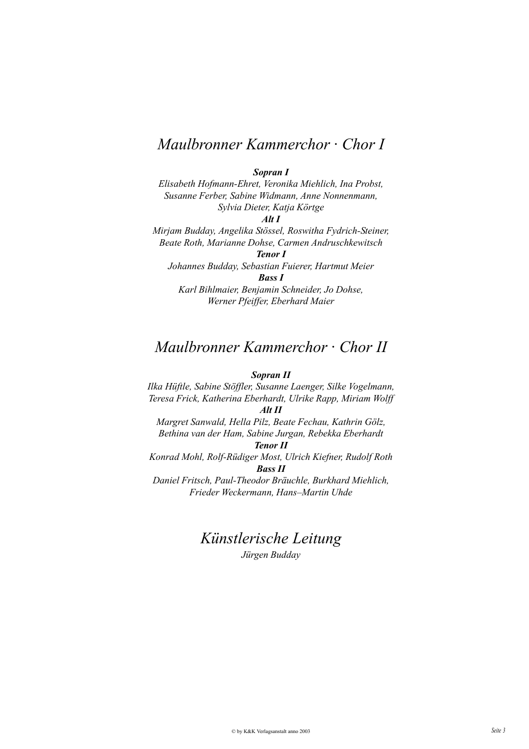# *Maulbronner Kammerchor · Chor I*

***Sopran I***

*Elisabeth Hofmann-Ehret, Veronika Miehlich, Ina Probst,*
*Susanne Ferber, Sabine Widmann, Anne Nonnenmann,*
*Sylvia Dieter, Katja Körtge*

***Alt I***

*Mirjam Budday, Angelika Stössel, Roswitha Fydrich-Steiner,*
*Beate Roth, Marianne Dohse, Carmen Andruschkewitsch*

***Tenor I***

*Johannes Budday, Sebastian Fuierer, Hartmut Meier*

***Bass I***

*Karl Bihlmaier, Benjamin Schneider, Jo Dohse,*
*Werner Pfeiffer, Eberhard Maier*

# *Maulbronner Kammerchor · Chor II*

***Sopran II***

*Ilka Hüftle, Sabine Stöffler, Susanne Laenger, Silke Vogelmann,*
*Teresa Frick, Katherina Eberhardt, Ulrike Rapp, Miriam Wolff*

***Alt II***

*Margret Sanwald, Hella Pilz, Beate Fechau, Kathrin Gölz,*
*Bethina van der Ham, Sabine Jurgan, Rebekka Eberhardt*

***Tenor II***

*Konrad Mohl, Rolf-Rüdiger Most, Ulrich Kiefner, Rudolf Roth*

***Bass II***

*Daniel Fritsch, Paul-Theodor Bräuchle, Burkhard Miehlich,*
*Frieder Weckermann, Hans–Martin Uhde*

# *Künstlerische Leitung*

*Jürgen Budday*

© by K&K Verlagsanstalt anno 2003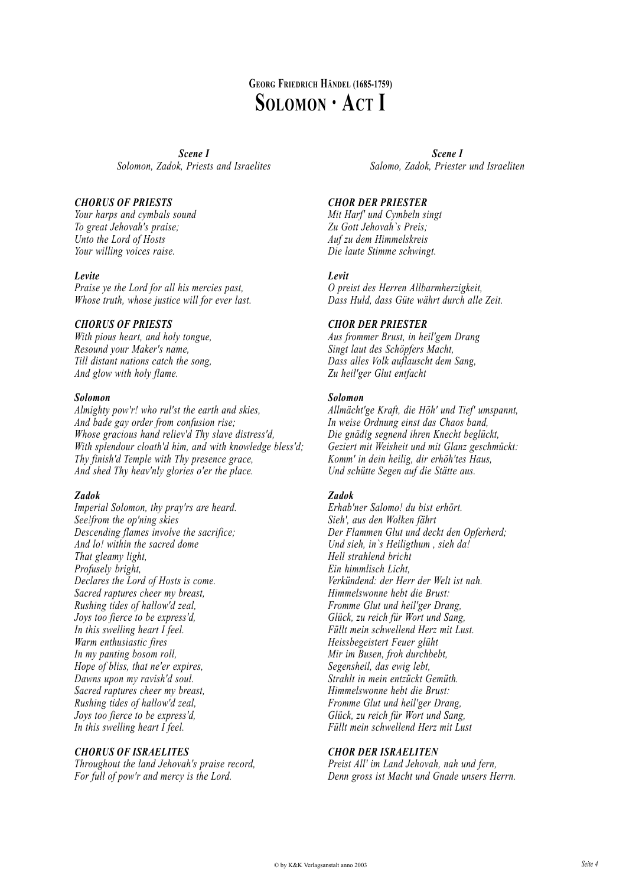## GEORG FRIEDRICH HÄNDEL (1685-1759)

# SOLOMON · ACT I

***Scene I***
*Solomon, Zadok, Priests and Israelites*

***CHORUS OF PRIESTS***
*Your harps and cymbals sound*
*To great Jehovah's praise;*
*Unto the Lord of Hosts*
*Your willing voices raise.*

***Levite***
*Praise ye the Lord for all his mercies past,*
*Whose truth, whose justice will for ever last.*

***CHORUS OF PRIESTS***
*With pious heart, and holy tongue,*
*Resound your Maker's name,*
*Till distant nations catch the song,*
*And glow with holy flame.*

***Solomon***
*Almighty pow'r! who rul'st the earth and skies,*
*And bade gay order from confusion rise;*
*Whose gracious hand reliev'd Thy slave distress'd,*
*With splendour cloath'd him, and with knowledge bless'd;*
*Thy finish'd Temple with Thy presence grace,*
*And shed Thy heav'nly glories o'er the place.*

***Zadok***
*Imperial Solomon, thy pray'rs are heard.*
*See!from the op'ning skies*
*Descending flames involve the sacrifice;*
*And lo! within the sacred dome*
*That gleamy light,*
*Profusely bright,*
*Declares the Lord of Hosts is come.*
*Sacred raptures cheer my breast,*
*Rushing tides of hallow'd zeal,*
*Joys too fierce to be express'd,*
*In this swelling heart I feel.*
*Warm enthusiastic fires*
*In my panting bosom roll,*
*Hope of bliss, that ne'er expires,*
*Dawns upon my ravish'd soul.*
*Sacred raptures cheer my breast,*
*Rushing tides of hallow'd zeal,*
*Joys too fierce to be express'd,*
*In this swelling heart I feel.*

***CHORUS OF ISRAELITES***
*Throughout the land Jehovah's praise record,*
*For full of pow'r and mercy is the Lord.*

***Scene I***
*Salomo, Zadok, Priester und Israeliten*

***CHOR DER PRIESTER***
*Mit Harf' und Cymbeln singt*
*Zu Gott Jehovah`s Preis;*
*Auf zu dem Himmelskreis*
*Die laute Stimme schwingt.*

***Levit***
*O preist des Herren Allbarmherzigkeit,*
*Dass Huld, dass Güte währt durch alle Zeit.*

***CHOR DER PRIESTER***
*Aus frommer Brust, in heil'gem Drang*
*Singt laut des Schöpfers Macht,*
*Dass alles Volk auflauscht dem Sang,*
*Zu heil'ger Glut entfacht*

***Solomon***
*Allmächt'ge Kraft, die Höh' und Tief' umspannt,*
*In weise Ordnung einst das Chaos band,*
*Die gnädig segnend ihren Knecht beglückt,*
*Geziert mit Weisheit und mit Glanz geschmückt:*
*Komm' in dein heilig, dir erhöh'tes Haus,*
*Und schütte Segen auf die Stätte aus.*

***Zadok***
*Erhab'ner Salomo! du bist erhört.*
*Sieh', aus den Wolken fährt*
*Der Flammen Glut und deckt den Opferherd;*
*Und sieh, in`s Heiligthum , sieh da!*
*Hell strahlend bricht*
*Ein himmlisch Licht,*
*Verkündend: der Herr der Welt ist nah.*
*Himmelswonne hebt die Brust:*
*Fromme Glut und heil'ger Drang,*
*Glück, zu reich für Wort und Sang,*
*Füllt mein schwellend Herz mit Lust.*
*Heissbegeistert Feuer glüht*
*Mir im Busen, froh durchbebt,*
*Segensheil, das ewig lebt,*
*Strahlt in mein entzückt Gemüth.*
*Himmelswonne hebt die Brust:*
*Fromme Glut und heil'ger Drang,*
*Glück, zu reich für Wort und Sang,*
*Füllt mein schwellend Herz mit Lust*

***CHOR DER ISRAELITEN***
*Preist All' im Land Jehovah, nah und fern,*
*Denn gross ist Macht und Gnade unsers Herrn.*

© by K&K Verlagsanstalt anno 2003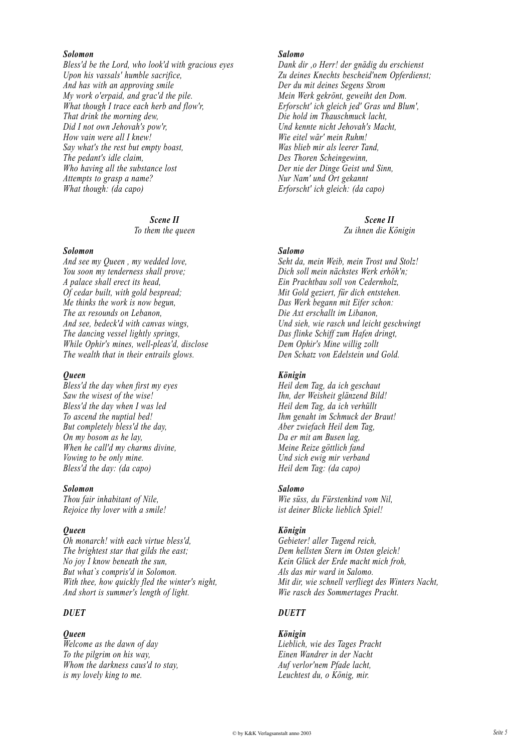***Solomon***
*Bless'd be the Lord, who look'd with gracious eyes*
*Upon his vassals' humble sacrifice,*
*And has with an approving smile*
*My work o'erpaid, and grac'd the pile.*
*What though I trace each herb and flow'r,*
*That drink the morning dew,*
*Did I not own Jehovah's pow'r,*
*How vain were all I knew!*
*Say what's the rest but empty boast,*
*The pedant's idle claim,*
*Who having all the substance lost*
*Attempts to grasp a name?*
*What though: (da capo)*

***Salomo***
*Dank dir ,o Herr! der gnädig du erschienst*
*Zu deines Knechts bescheid'nem Opferdienst;*
*Der du mit deines Segens Strom*
*Mein Werk gekrönt, geweiht den Dom.*
*Erforscht' ich gleich jed' Gras und Blum',*
*Die hold im Thauschmuck lacht,*
*Und kennte nicht Jehovah's Macht,*
*Wie eitel wär' mein Ruhm!*
*Was blieb mir als leerer Tand,*
*Des Thoren Scheingewinn,*
*Der nie der Dinge Geist und Sinn,*
*Nur Nam' und Ort gekannt*
*Erforscht' ich gleich: (da capo)*

***Scene II***
*To them the queen*

***Scene II***
*Zu ihnen die Königin*

***Solomon***
*And see my Queen , my wedded love,*
*You soon my tenderness shall prove;*
*A palace shall erect its head,*
*Of cedar built, with gold bespread;*
*Me thinks the work is now begun,*
*The ax resounds on Lebanon,*
*And see, bedeck'd with canvas wings,*
*The dancing vessel lightly springs,*
*While Ophir's mines, well-pleas'd, disclose*
*The wealth that in their entrails glows.*

***Salomo***
*Seht da, mein Weib, mein Trost und Stolz!*
*Dich soll mein nächstes Werk erhöh'n;*
*Ein Prachtbau soll von Cedernholz,*
*Mit Gold geziert, für dich entstehen.*
*Das Werk begann mit Eifer schon:*
*Die Axt erschallt im Libanon,*
*Und sieh, wie rasch und leicht geschwingt*
*Das flinke Schiff zum Hafen dringt,*
*Dem Ophir's Mine willig zollt*
*Den Schatz von Edelstein und Gold.*

***Queen***
*Bless'd the day when first my eyes*
*Saw the wisest of the wise!*
*Bless'd the day when I was led*
*To ascend the nuptial bed!*
*But completely bless'd the day,*
*On my bosom as he lay,*
*When he call'd my charms divine,*
*Vowing to be only mine.*
*Bless'd the day: (da capo)*

***Königin***
*Heil dem Tag, da ich geschaut*
*Ihn, der Weisheit glänzend Bild!*
*Heil dem Tag, da ich verhüllt*
*Ihm genaht im Schmuck der Braut!*
*Aber zwiefach Heil dem Tag,*
*Da er mit am Busen lag,*
*Meine Reize göttlich fand*
*Und sich ewig mir verband*
*Heil dem Tag: (da capo)*

***Solomon***
*Thou fair inhabitant of Nile,*
*Rejoice thy lover with a smile!*

***Salomo***
*Wie süss, du Fürstenkind vom Nil,*
*ist deiner Blicke lieblich Spiel!*

***Queen***
*Oh monarch! with each virtue bless'd,*
*The brightest star that gilds the east;*
*No joy I know beneath the sun,*
*But what`s compris'd in Solomon.*
*With thee, how quickly fled the winter's night,*
*And short is summer's length of light.*

***Königin***
*Gebieter! aller Tugend reich,*
*Dem hellsten Stern im Osten gleich!*
*Kein Glück der Erde macht mich froh,*
*Als das mir ward in Salomo.*
*Mit dir, wie schnell verfliegt des Winters Nacht,*
*Wie rasch des Sommertages Pracht.*

***DUET***

***Queen***
*Welcome as the dawn of day*
*To the pilgrim on his way,*
*Whom the darkness caus'd to stay,*
*is my lovely king to me.*

***DUETT***

***Königin***
*Lieblich, wie des Tages Pracht*
*Einen Wandrer in der Nacht*
*Auf verlor'nem Pfade lacht,*
*Leuchtest du, o König, mir.*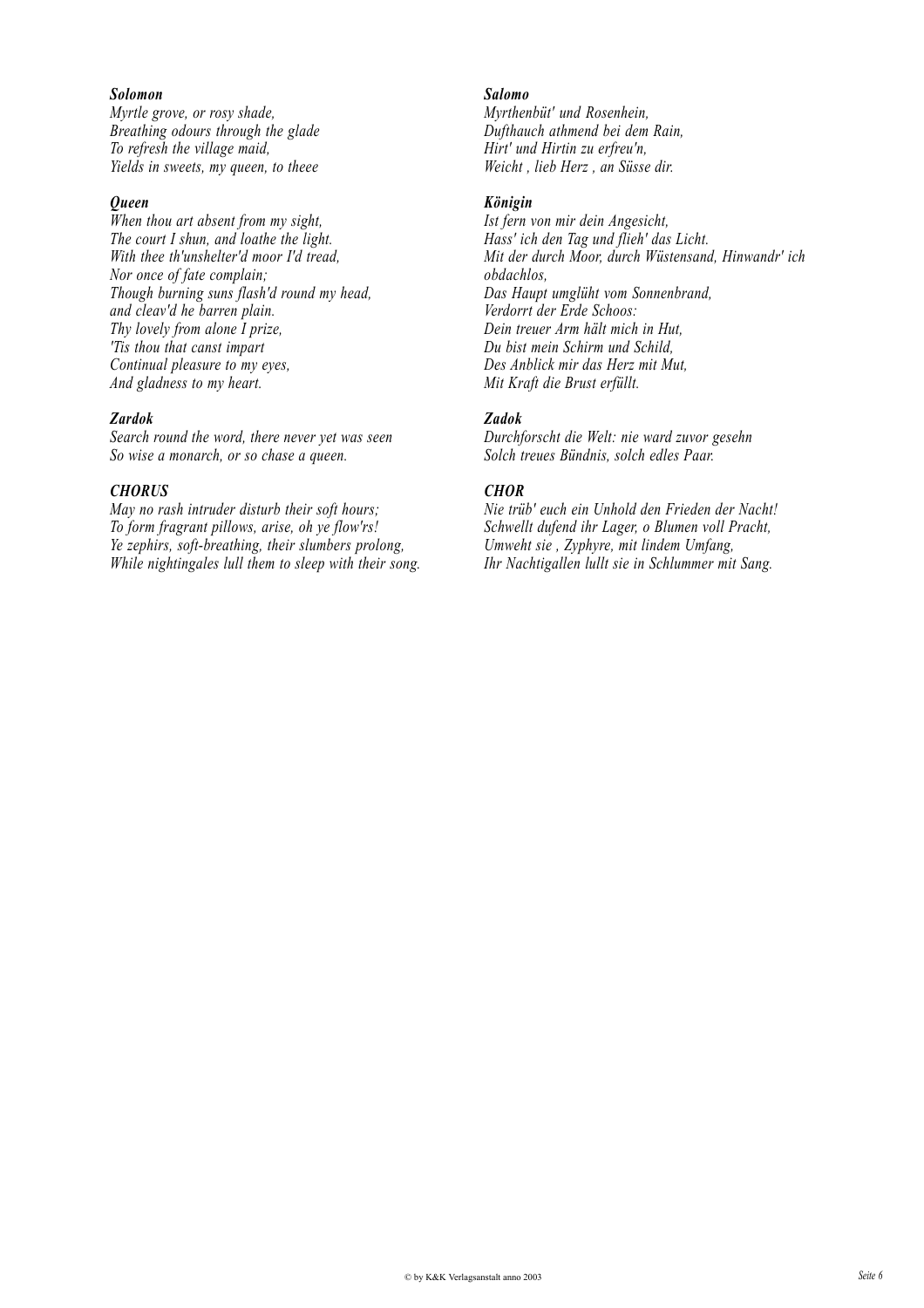***Solomon***
*Myrtle grove, or rosy shade,*
*Breathing odours through the glade*
*To refresh the village maid,*
*Yields in sweets, my queen, to theee*

***Queen***
*When thou art absent from my sight,*
*The court I shun, and loathe the light.*
*With thee th'unshelter'd moor I'd tread,*
*Nor once of fate complain;*
*Though burning suns flash'd round my head,*
*and cleav'd he barren plain.*
*Thy lovely from alone I prize,*
*'Tis thou that canst impart*
*Continual pleasure to my eyes,*
*And gladness to my heart.*

***Zardok***
*Search round the word, there never yet was seen*
*So wise a monarch, or so chase a queen.*

***CHORUS***
*May no rash intruder disturb their soft hours;*
*To form fragrant pillows, arise, oh ye flow'rs!*
*Ye zephirs, soft-breathing, their slumbers prolong,*
*While nightingales lull them to sleep with their song.*

***Salomo***
*Myrthenbüt' und Rosenhein,*
*Dufthauch athmend bei dem Rain,*
*Hirt' und Hirtin zu erfreu'n,*
*Weicht , lieb Herz , an Süsse dir.*

***Königin***
*Ist fern von mir dein Angesicht,*
*Hass' ich den Tag und flieh' das Licht.*
*Mit der durch Moor, durch Wüstensand, Hinwandr' ich obdachlos,*
*Das Haupt umglüht vom Sonnenbrand,*
*Verdorrt der Erde Schoos:*
*Dein treuer Arm hält mich in Hut,*
*Du bist mein Schirm und Schild,*
*Des Anblick mir das Herz mit Mut,*
*Mit Kraft die Brust erfüllt.*

***Zadok***
*Durchforscht die Welt: nie ward zuvor gesehn*
*Solch treues Bündnis, solch edles Paar.*

***CHOR***
*Nie trüb' euch ein Unhold den Frieden der Nacht!*
*Schwellt dufend ihr Lager, o Blumen voll Pracht,*
*Umweht sie , Zyphyre, mit lindem Umfang,*
*Ihr Nachtigallen lullt sie in Schlummer mit Sang.*

© by K&K Verlagsanstalt anno 2003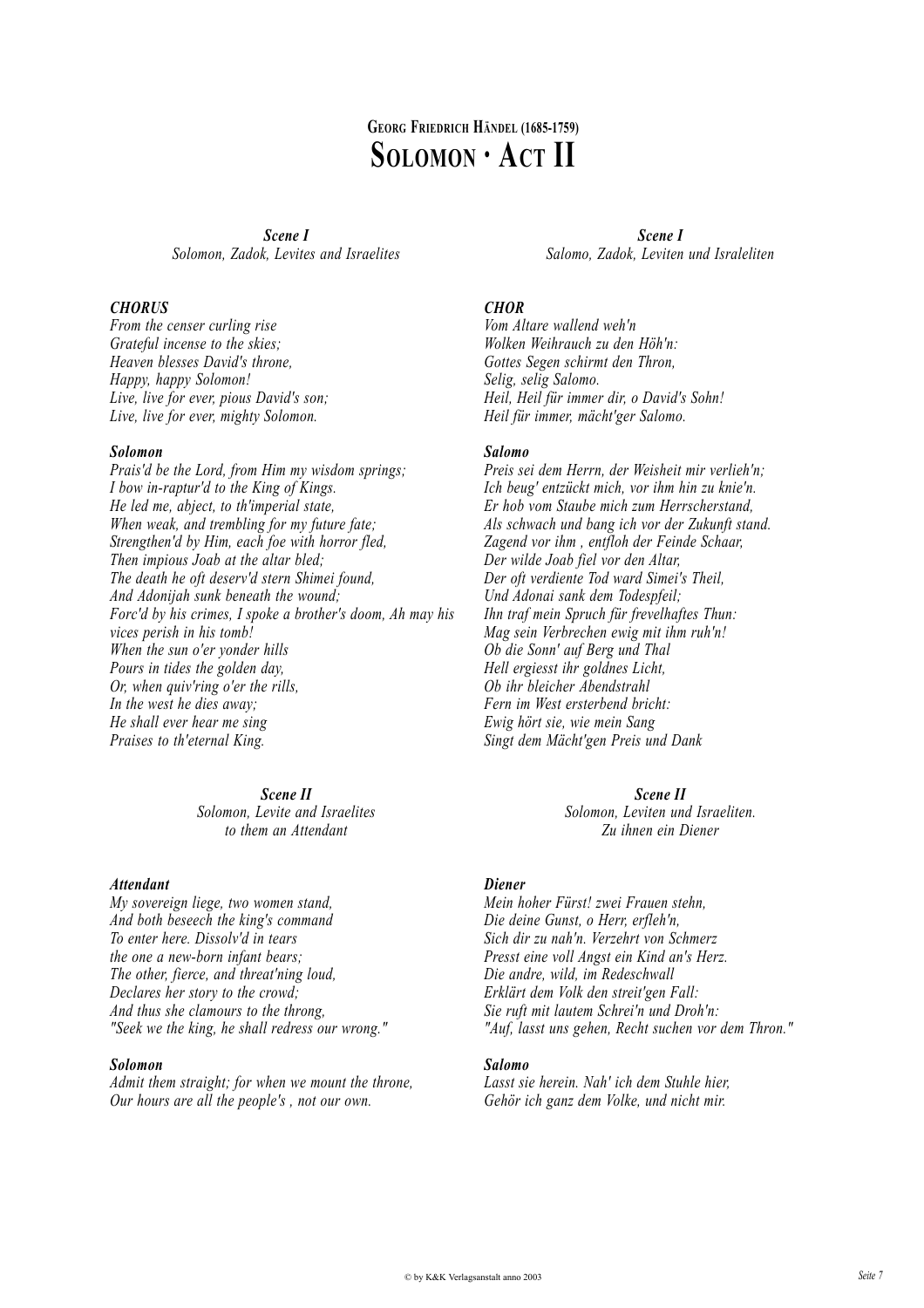# Georg Friedrich Händel (1685-1759)

# Solomon · Act II

***Scene I***
*Solomon, Zadok, Levites and Israelites*

***CHORUS***
*From the censer curling rise*
*Grateful incense to the skies;*
*Heaven blesses David's throne,*
*Happy, happy Solomon!*
*Live, live for ever, pious David's son;*
*Live, live for ever, mighty Solomon.*

***Solomon***
*Prais'd be the Lord, from Him my wisdom springs;*
*I bow in-raptur'd to the King of Kings.*
*He led me, abject, to th'imperial state,*
*When weak, and trembling for my future fate;*
*Strengthen'd by Him, each foe with horror fled,*
*Then impious Joab at the altar bled;*
*The death he oft deserv'd stern Shimei found,*
*And Adonijah sunk beneath the wound;*
*Forc'd by his crimes, I spoke a brother's doom, Ah may his vices perish in his tomb!*
*When the sun o'er yonder hills*
*Pours in tides the golden day,*
*Or, when quiv'ring o'er the rills,*
*In the west he dies away;*
*He shall ever hear me sing*
*Praises to th'eternal King.*

***Scene II***
*Solomon, Levite and Israelites*
*to them an Attendant*

***Attendant***
*My sovereign liege, two women stand,*
*And both beseech the king's command*
*To enter here. Dissolv'd in tears*
*the one a new-born infant bears;*
*The other, fierce, and threat'ning loud,*
*Declares her story to the crowd;*
*And thus she clamours to the throng,*
*"Seek we the king, he shall redress our wrong."*

***Solomon***
*Admit them straight; for when we mount the throne,*
*Our hours are all the people's , not our own.*

***Scene I***
*Salomo, Zadok, Leviten und Israleliten*

***CHOR***
*Vom Altare wallend weh'n*
*Wolken Weihrauch zu den Höh'n:*
*Gottes Segen schirmt den Thron,*
*Selig, selig Salomo.*
*Heil, Heil für immer dir, o David's Sohn!*
*Heil für immer, mächt'ger Salomo.*

***Salomo***
*Preis sei dem Herrn, der Weisheit mir verlieh'n;*
*Ich beug' entzückt mich, vor ihm hin zu knie'n.*
*Er hob vom Staube mich zum Herrscherstand,*
*Als schwach und bang ich vor der Zukunft stand.*
*Zagend vor ihm , entfloh der Feinde Schaar,*
*Der wilde Joab fiel vor den Altar,*
*Der oft verdiente Tod ward Simei's Theil,*
*Und Adonai sank dem Todespfeil;*
*Ihn traf mein Spruch für frevelhaftes Thun:*
*Mag sein Verbrechen ewig mit ihm ruh'n!*
*Ob die Sonn' auf Berg und Thal*
*Hell ergiesst ihr goldnes Licht,*
*Ob ihr bleicher Abendstrahl*
*Fern im West ersterbend bricht:*
*Ewig hört sie, wie mein Sang*
*Singt dem Mächt'gen Preis und Dank*

***Scene II***
*Solomon, Leviten und Israeliten.*
*Zu ihnen ein Diener*

***Diener***
*Mein hoher Fürst! zwei Frauen stehn,*
*Die deine Gunst, o Herr, erfleh'n,*
*Sich dir zu nah'n. Verzehrt von Schmerz*
*Presst eine voll Angst ein Kind an's Herz.*
*Die andre, wild, im Redeschwall*
*Erklärt dem Volk den streit'gen Fall:*
*Sie ruft mit lautem Schrei'n und Droh'n:*
*"Auf, lasst uns gehen, Recht suchen vor dem Thron."*

***Salomo***
*Lasst sie herein. Nah' ich dem Stuhle hier,*
*Gehör ich ganz dem Volke, und nicht mir.*

© by K&K Verlagsanstalt anno 2003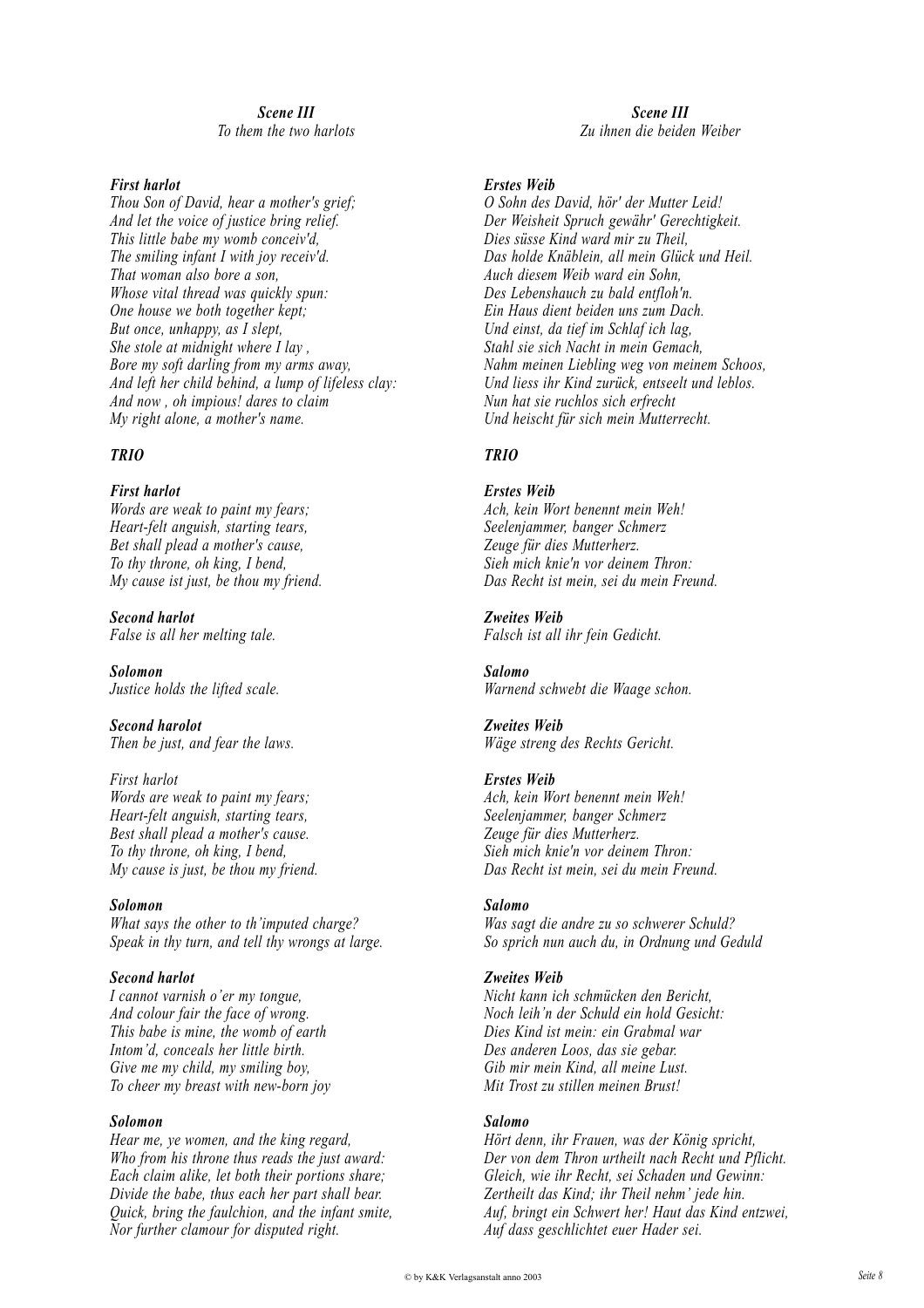***Scene III***
*To them the two harlots*

***First harlot***
*Thou Son of David, hear a mother's grief;*
*And let the voice of justice bring relief.*
*This little babe my womb conceiv'd,*
*The smiling infant I with joy receiv'd.*
*That woman also bore a son,*
*Whose vital thread was quickly spun:*
*One house we both together kept;*
*But once, unhappy, as I slept,*
*She stole at midnight where I lay ,*
*Bore my soft darling from my arms away,*
*And left her child behind, a lump of lifeless clay:*
*And now , oh impious! dares to claim*
*My right alone, a mother's name.*

***TRIO***

***First harlot***
*Words are weak to paint my fears;*
*Heart-felt anguish, starting tears,*
*Bet shall plead a mother's cause,*
*To thy throne, oh king, I bend,*
*My cause ist just, be thou my friend.*

***Second harlot***
*False is all her melting tale.*

***Solomon***
*Justice holds the lifted scale.*

***Second harolot***
*Then be just, and fear the laws.*

*First harlot*
*Words are weak to paint my fears;*
*Heart-felt anguish, starting tears,*
*Best shall plead a mother's cause.*
*To thy throne, oh king, I bend,*
*My cause is just, be thou my friend.*

***Solomon***
*What says the other to th'imputed charge?*
*Speak in thy turn, and tell thy wrongs at large.*

***Second harlot***
*I cannot varnish o'er my tongue,*
*And colour fair the face of wrong.*
*This babe is mine, the womb of earth*
*Intom'd, conceals her little birth.*
*Give me my child, my smiling boy,*
*To cheer my breast with new-born joy*

***Solomon***
*Hear me, ye women, and the king regard,*
*Who from his throne thus reads the just award:*
*Each claim alike, let both their portions share;*
*Divide the babe, thus each her part shall bear.*
*Quick, bring the faulchion, and the infant smite,*
*Nor further clamour for disputed right.*

***Scene III***
*Zu ihnen die beiden Weiber*

***Erstes Weib***
*O Sohn des David, hör' der Mutter Leid!*
*Der Weisheit Spruch gewähr' Gerechtigkeit.*
*Dies süsse Kind ward mir zu Theil,*
*Das holde Knäblein, all mein Glück und Heil.*
*Auch diesem Weib ward ein Sohn,*
*Des Lebenshauch zu bald entfloh'n.*
*Ein Haus dient beiden uns zum Dach.*
*Und einst, da tief im Schlaf ich lag,*
*Stahl sie sich Nacht in mein Gemach,*
*Nahm meinen Liebling weg von meinem Schoos,*
*Und liess ihr Kind zurück, entseelt und leblos.*
*Nun hat sie ruchlos sich erfrecht*
*Und heischt für sich mein Mutterrecht.*

***TRIO***

***Erstes Weib***
*Ach, kein Wort benennt mein Weh!*
*Seelenjammer, banger Schmerz*
*Zeuge für dies Mutterherz.*
*Sieh mich knie'n vor deinem Thron:*
*Das Recht ist mein, sei du mein Freund.*

***Zweites Weib***
*Falsch ist all ihr fein Gedicht.*

***Salomo***
*Warnend schwebt die Waage schon.*

***Zweites Weib***
*Wäge streng des Rechts Gericht.*

***Erstes Weib***
*Ach, kein Wort benennt mein Weh!*
*Seelenjammer, banger Schmerz*
*Zeuge für dies Mutterherz.*
*Sieh mich knie'n vor deinem Thron:*
*Das Recht ist mein, sei du mein Freund.*

***Salomo***
*Was sagt die andre zu so schwerer Schuld?*
*So sprich nun auch du, in Ordnung und Geduld*

***Zweites Weib***
*Nicht kann ich schmücken den Bericht,*
*Noch leih'n der Schuld ein hold Gesicht:*
*Dies Kind ist mein: ein Grabmal war*
*Des anderen Loos, das sie gebar.*
*Gib mir mein Kind, all meine Lust.*
*Mit Trost zu stillen meinen Brust!*

***Salomo***
*Hört denn, ihr Frauen, was der König spricht,*
*Der von dem Thron urtheilt nach Recht und Pflicht.*
*Gleich, wie ihr Recht, sei Schaden und Gewinn:*
*Zertheilt das Kind; ihr Theil nehm' jede hin.*
*Auf, bringt ein Schwert her! Haut das Kind entzwei,*
*Auf dass geschlichtet euer Hader sei.*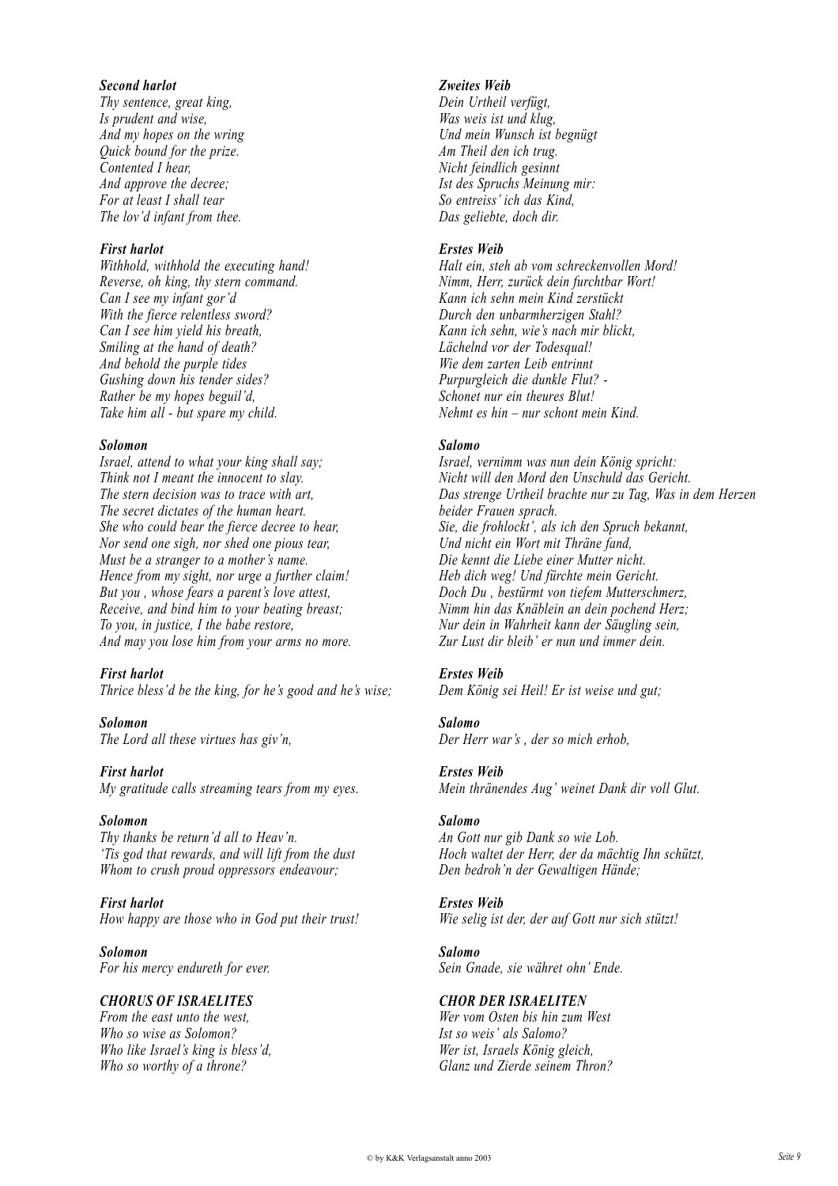***Second harlot***
*Thy sentence, great king,*
*Is prudent and wise,*
*And my hopes on the wring*
*Quick bound for the prize.*
*Contented I hear,*
*And approve the decree;*
*For at least I shall tear*
*The lov'd infant from thee.*

***Zweites Weib***
*Dein Urtheil verfügt,*
*Was weis ist und klug,*
*Und mein Wunsch ist begnügt*
*Am Theil den ich trug.*
*Nicht feindlich gesinnt*
*Ist des Spruchs Meinung mir:*
*So entreiss' ich das Kind,*
*Das geliebte, doch dir.*

***First harlot***
*Withhold, withhold the executing hand!*
*Reverse, oh king, thy stern command.*
*Can I see my infant gor'd*
*With the fierce relentless sword?*
*Can I see him yield his breath,*
*Smiling at the hand of death?*
*And behold the purple tides*
*Gushing down his tender sides?*
*Rather be my hopes beguil'd,*
*Take him all - but spare my child.*

***Erstes Weib***
*Halt ein, steh ab vom schreckenvollen Mord!*
*Nimm, Herr, zurück dein furchtbar Wort!*
*Kann ich sehn mein Kind zerstückt*
*Durch den unbarmherzigen Stahl?*
*Kann ich sehn, wie's nach mir blickt,*
*Lächelnd vor der Todesqual!*
*Wie dem zarten Leib entrinnt*
*Purpurgleich die dunkle Flut? -*
*Schonet nur ein theures Blut!*
*Nehmt es hin – nur schont mein Kind.*

***Solomon***
*Israel, attend to what your king shall say;*
*Think not I meant the innocent to slay.*
*The stern decision was to trace with art,*
*The secret dictates of the human heart.*
*She who could bear the fierce decree to hear,*
*Nor send one sigh, nor shed one pious tear,*
*Must be a stranger to a mother's name.*
*Hence from my sight, nor urge a further claim!*
*But you , whose fears a parent's love attest,*
*Receive, and bind him to your beating breast;*
*To you, in justice, I the babe restore,*
*And may you lose him from your arms no more.*

***Salomo***
*Israel, vernimm was nun dein König spricht:*
*Nicht will den Mord den Unschuld das Gericht.*
*Das strenge Urtheil brachte nur zu Tag, Was in dem Herzen beider Frauen sprach.*
*Sie, die frohlockt', als ich den Spruch bekannt,*
*Und nicht ein Wort mit Thräne fand,*
*Die kennt die Liebe einer Mutter nicht.*
*Heb dich weg! Und fürchte mein Gericht.*
*Doch Du , bestürmt von tiefem Mutterschmerz,*
*Nimm hin das Knäblein an dein pochend Herz;*
*Nur dein in Wahrheit kann der Säugling sein,*
*Zur Lust dir bleib' er nun und immer dein.*

***First harlot***
*Thrice bless'd be the king, for he's good and he's wise;*

***Erstes Weib***
*Dem König sei Heil! Er ist weise und gut;*

***Solomon***
*The Lord all these virtues has giv'n,*

***Salomo***
*Der Herr war's , der so mich erhob,*

***First harlot***
*My gratitude calls streaming tears from my eyes.*

***Erstes Weib***
*Mein thränendes Aug' weinet Dank dir voll Glut.*

***Solomon***
*Thy thanks be return'd all to Heav'n.*
*'Tis god that rewards, and will lift from the dust*
*Whom to crush proud oppressors endeavour;*

***Salomo***
*An Gott nur gib Dank so wie Lob.*
*Hoch waltet der Herr, der da mächtig Ihn schützt,*
*Den bedroh'n der Gewaltigen Hände;*

***First harlot***
*How happy are those who in God put their trust!*

***Erstes Weib***
*Wie selig ist der, der auf Gott nur sich stützt!*

***Solomon***
*For his mercy endureth for ever.*

***Salomo***
*Sein Gnade, sie währet ohn' Ende.*

***CHORUS OF ISRAELITES***
*From the east unto the west,*
*Who so wise as Solomon?*
*Who like Israel's king is bless'd,*
*Who so worthy of a throne?*

***CHOR DER ISRAELITEN***
*Wer vom Osten bis hin zum West*
*Ist so weis' als Salomo?*
*Wer ist, Israels König gleich,*
*Glanz und Zierde seinem Thron?*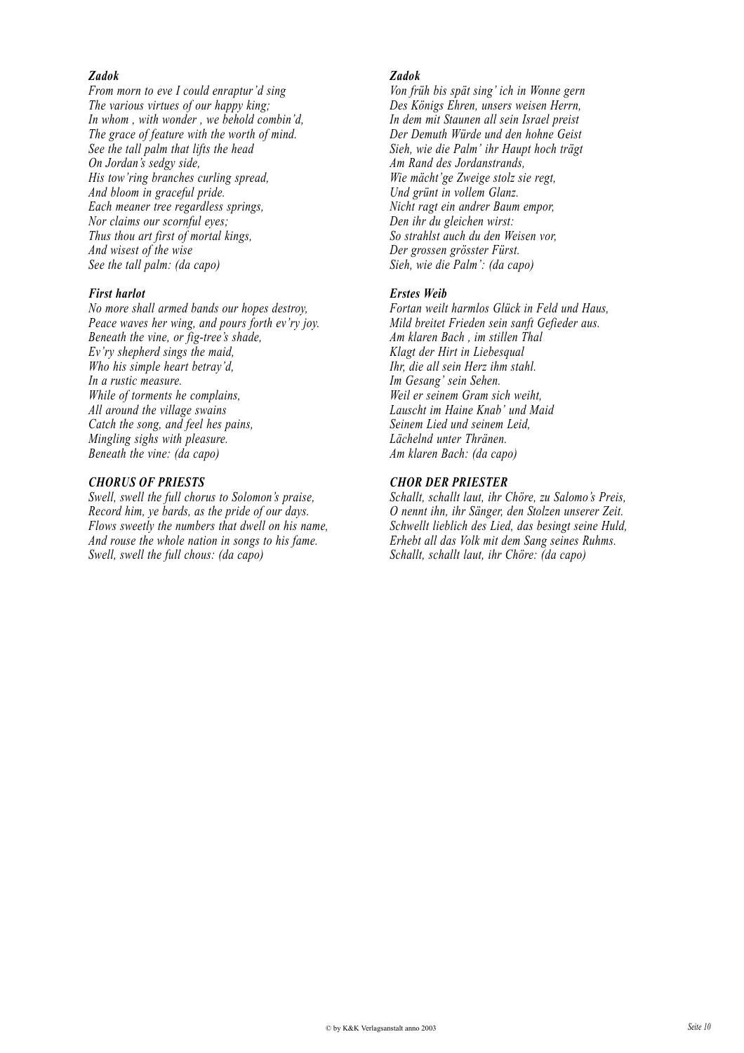***Zadok***

*From morn to eve I could enraptur'd sing*
*The various virtues of our happy king;*
*In whom , with wonder , we behold combin'd,*
*The grace of feature with the worth of mind.*
*See the tall palm that lifts the head*
*On Jordan's sedgy side,*
*His tow'ring branches curling spread,*
*And bloom in graceful pride.*
*Each meaner tree regardless springs,*
*Nor claims our scornful eyes;*
*Thus thou art first of mortal kings,*
*And wisest of the wise*
*See the tall palm: (da capo)*

***First harlot***

*No more shall armed bands our hopes destroy,*
*Peace waves her wing, and pours forth ev'ry joy.*
*Beneath the vine, or fig-tree's shade,*
*Ev'ry shepherd sings the maid,*
*Who his simple heart betray'd,*
*In a rustic measure.*
*While of torments he complains,*
*All around the village swains*
*Catch the song, and feel hes pains,*
*Mingling sighs with pleasure.*
*Beneath the vine: (da capo)*

***CHORUS OF PRIESTS***

*Swell, swell the full chorus to Solomon's praise,*
*Record him, ye bards, as the pride of our days.*
*Flows sweetly the numbers that dwell on his name,*
*And rouse the whole nation in songs to his fame.*
*Swell, swell the full chous: (da capo)*

***Zadok***

*Von früh bis spät sing' ich in Wonne gern*
*Des Königs Ehren, unsers weisen Herrn,*
*In dem mit Staunen all sein Israel preist*
*Der Demuth Würde und den hohne Geist*
*Sieh, wie die Palm' ihr Haupt hoch trägt*
*Am Rand des Jordanstrands,*
*Wie mächt'ge Zweige stolz sie regt,*
*Und grünt in vollem Glanz.*
*Nicht ragt ein andrer Baum empor,*
*Den ihr du gleichen wirst:*
*So strahlst auch du den Weisen vor,*
*Der grossen grösster Fürst.*
*Sieh, wie die Palm': (da capo)*

***Erstes Weib***

*Fortan weilt harmlos Glück in Feld und Haus,*
*Mild breitet Frieden sein sanft Gefieder aus.*
*Am klaren Bach , im stillen Thal*
*Klagt der Hirt in Liebesqual*
*Ihr, die all sein Herz ihm stahl.*
*Im Gesang' sein Sehen.*
*Weil er seinem Gram sich weiht,*
*Lauscht im Haine Knab' und Maid*
*Seinem Lied und seinem Leid,*
*Lächelnd unter Thränen.*
*Am klaren Bach: (da capo)*

***CHOR DER PRIESTER***

*Schallt, schallt laut, ihr Chöre, zu Salomo's Preis,*
*O nennt ihn, ihr Sänger, den Stolzen unserer Zeit.*
*Schwellt lieblich des Lied, das besingt seine Huld,*
*Erhebt all das Volk mit dem Sang seines Ruhms.*
*Schallt, schallt laut, ihr Chöre: (da capo)*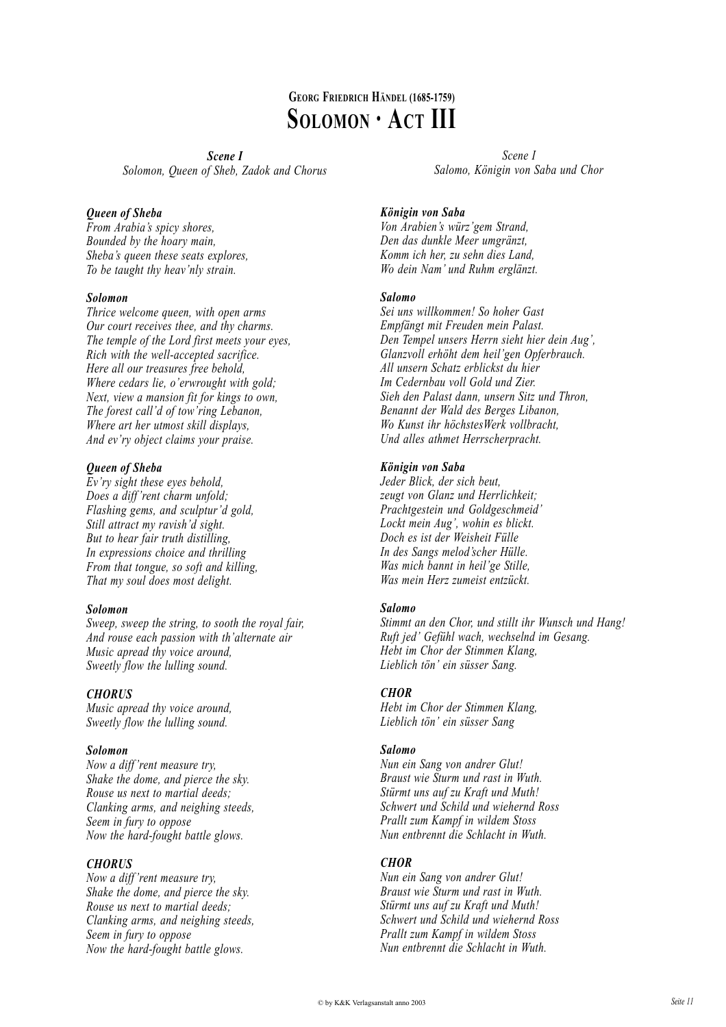# Georg Friedrich Händel (1685-1759)
# Solomon · Act III

***Scene I***
*Solomon, Queen of Sheb, Zadok and Chorus*

***Queen of Sheba***
*From Arabia's spicy shores,*
*Bounded by the hoary main,*
*Sheba's queen these seats explores,*
*To be taught thy heav'nly strain.*

***Solomon***
*Thrice welcome queen, with open arms*
*Our court receives thee, and thy charms.*
*The temple of the Lord first meets your eyes,*
*Rich with the well-accepted sacrifice.*
*Here all our treasures free behold,*
*Where cedars lie, o'erwrought with gold;*
*Next, view a mansion fit for kings to own,*
*The forest call'd of tow'ring Lebanon,*
*Where art her utmost skill displays,*
*And ev'ry object claims your praise.*

***Queen of Sheba***
*Ev'ry sight these eyes behold,*
*Does a diff'rent charm unfold;*
*Flashing gems, and sculptur'd gold,*
*Still attract my ravish'd sight.*
*But to hear fair truth distilling,*
*In expressions choice and thrilling*
*From that tongue, so soft and killing,*
*That my soul does most delight.*

***Solomon***
*Sweep, sweep the string, to sooth the royal fair,*
*And rouse each passion with th'alternate air*
*Music apread thy voice around,*
*Sweetly flow the lulling sound.*

***CHORUS***
*Music apread thy voice around,*
*Sweetly flow the lulling sound.*

***Solomon***
*Now a diff'rent measure try,*
*Shake the dome, and pierce the sky.*
*Rouse us next to martial deeds;*
*Clanking arms, and neighing steeds,*
*Seem in fury to oppose*
*Now the hard-fought battle glows.*

***CHORUS***
*Now a diff'rent measure try,*
*Shake the dome, and pierce the sky.*
*Rouse us next to martial deeds;*
*Clanking arms, and neighing steeds,*
*Seem in fury to oppose*
*Now the hard-fought battle glows.*

*Scene I*
*Salomo, Königin von Saba und Chor*

***Königin von Saba***
*Von Arabien's würz'gem Strand,*
*Den das dunkle Meer umgränzt,*
*Komm ich her, zu sehn dies Land,*
*Wo dein Nam' und Ruhm erglänzt.*

***Salomo***
*Sei uns willkommen! So hoher Gast*
*Empfängt mit Freuden mein Palast.*
*Den Tempel unsers Herrn sieht hier dein Aug',*
*Glanzvoll erhöht dem heil'gen Opferbrauch.*
*All unsern Schatz erblickst du hier*
*Im Cedernbau voll Gold und Zier.*
*Sieh den Palast dann, unsern Sitz und Thron,*
*Benannt der Wald des Berges Libanon,*
*Wo Kunst ihr höchstesWerk vollbracht,*
*Und alles athmet Herrscherpracht.*

***Königin von Saba***
*Jeder Blick, der sich beut,*
*zeugt von Glanz und Herrlichkeit;*
*Prachtgestein und Goldgeschmeid'*
*Lockt mein Aug', wohin es blickt.*
*Doch es ist der Weisheit Fülle*
*In des Sangs melod'scher Hülle.*
*Was mich bannt in heil'ge Stille,*
*Was mein Herz zumeist entzückt.*

***Salomo***
*Stimmt an den Chor, und stillt ihr Wunsch und Hang!*
*Ruft jed' Gefühl wach, wechselnd im Gesang.*
*Hebt im Chor der Stimmen Klang,*
*Lieblich tön' ein süsser Sang.*

***CHOR***
*Hebt im Chor der Stimmen Klang,*
*Lieblich tön' ein süsser Sang*

***Salomo***
*Nun ein Sang von andrer Glut!*
*Braust wie Sturm und rast in Wuth.*
*Stürmt uns auf zu Kraft und Muth!*
*Schwert und Schild und wiehernd Ross*
*Prallt zum Kampf in wildem Stoss*
*Nun entbrennt die Schlacht in Wuth.*

***CHOR***
*Nun ein Sang von andrer Glut!*
*Braust wie Sturm und rast in Wuth.*
*Stürmt uns auf zu Kraft und Muth!*
*Schwert und Schild und wiehernd Ross*
*Prallt zum Kampf in wildem Stoss*
*Nun entbrennt die Schlacht in Wuth.*

© by K&K Verlagsanstalt anno 2003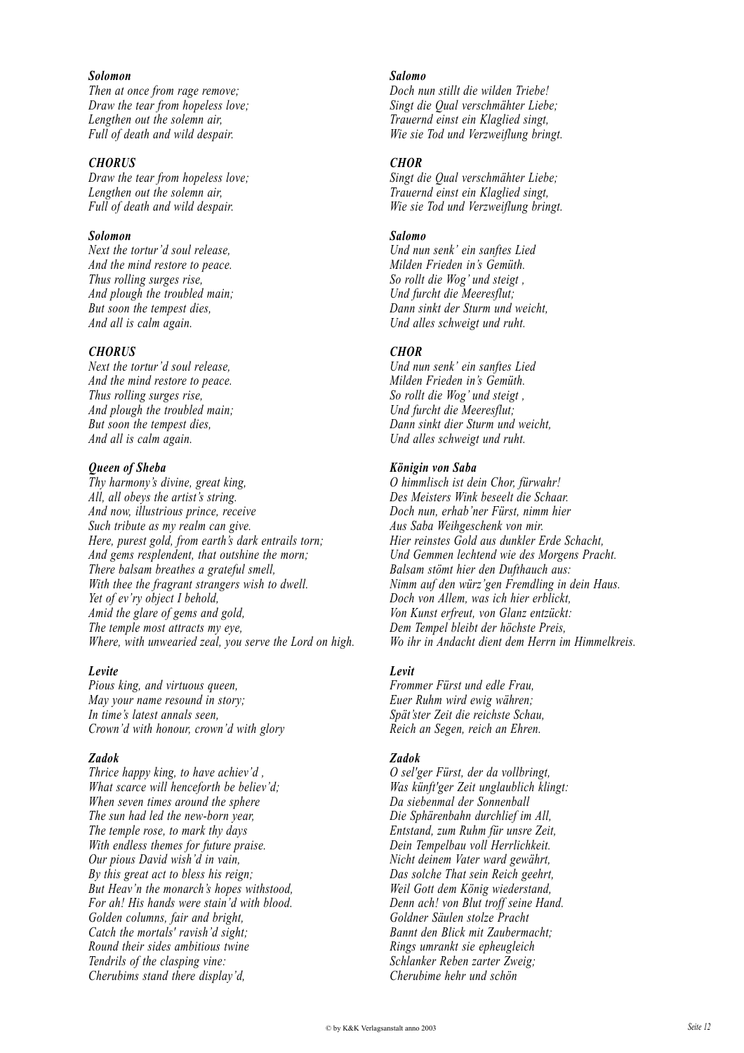***Solomon***
*Then at once from rage remove;*
*Draw the tear from hopeless love;*
*Lengthen out the solemn air,*
*Full of death and wild despair.*

***CHORUS***
*Draw the tear from hopeless love;*
*Lengthen out the solemn air,*
*Full of death and wild despair.*

***Solomon***
*Next the tortur'd soul release,*
*And the mind restore to peace.*
*Thus rolling surges rise,*
*And plough the troubled main;*
*But soon the tempest dies,*
*And all is calm again.*

***CHORUS***
*Next the tortur'd soul release,*
*And the mind restore to peace.*
*Thus rolling surges rise,*
*And plough the troubled main;*
*But soon the tempest dies,*
*And all is calm again.*

***Queen of Sheba***
*Thy harmony's divine, great king,*
*All, all obeys the artist's string.*
*And now, illustrious prince, receive*
*Such tribute as my realm can give.*
*Here, purest gold, from earth's dark entrails torn;*
*And gems resplendent, that outshine the morn;*
*There balsam breathes a grateful smell,*
*With thee the fragrant strangers wish to dwell.*
*Yet of ev'ry object I behold,*
*Amid the glare of gems and gold,*
*The temple most attracts my eye,*
*Where, with unwearied zeal, you serve the Lord on high.*

***Levite***
*Pious king, and virtuous queen,*
*May your name resound in story;*
*In time's latest annals seen,*
*Crown'd with honour, crown'd with glory*

***Zadok***
*Thrice happy king, to have achiev'd ,*
*What scarce will henceforth be believ'd;*
*When seven times around the sphere*
*The sun had led the new-born year,*
*The temple rose, to mark thy days*
*With endless themes for future praise.*
*Our pious David wish'd in vain,*
*By this great act to bless his reign;*
*But Heav'n the monarch's hopes withstood,*
*For ah! His hands were stain'd with blood.*
*Golden columns, fair and bright,*
*Catch the mortals' ravish'd sight;*
*Round their sides ambitious twine*
*Tendrils of the clasping vine:*
*Cherubims stand there display'd,*

***Salomo***
*Doch nun stillt die wilden Triebe!*
*Singt die Qual verschmähter Liebe;*
*Trauernd einst ein Klaglied singt,*
*Wie sie Tod und Verzweiflung bringt.*

***CHOR***
*Singt die Qual verschmähter Liebe;*
*Trauernd einst ein Klaglied singt,*
*Wie sie Tod und Verzweiflung bringt.*

***Salomo***
*Und nun senk' ein sanftes Lied*
*Milden Frieden in's Gemüth.*
*So rollt die Wog' und steigt ,*
*Und furcht die Meeresflut;*
*Dann sinkt der Sturm und weicht,*
*Und alles schweigt und ruht.*

***CHOR***
*Und nun senk' ein sanftes Lied*
*Milden Frieden in's Gemüth.*
*So rollt die Wog' und steigt ,*
*Und furcht die Meeresflut;*
*Dann sinkt dier Sturm und weicht,*
*Und alles schweigt und ruht.*

***Königin von Saba***
*O himmlisch ist dein Chor, fürwahr!*
*Des Meisters Wink beseelt die Schaar.*
*Doch nun, erhab'ner Fürst, nimm hier*
*Aus Saba Weihgeschenk von mir.*
*Hier reinstes Gold aus dunkler Erde Schacht,*
*Und Gemmen lechtend wie des Morgens Pracht.*
*Balsam stömt hier den Dufthauch aus:*
*Nimm auf den würz'gen Fremdling in dein Haus.*
*Doch von Allem, was ich hier erblickt,*
*Von Kunst erfreut, von Glanz entzückt:*
*Dem Tempel bleibt der höchste Preis,*
*Wo ihr in Andacht dient dem Herrn im Himmelkreis.*

***Levit***
*Frommer Fürst und edle Frau,*
*Euer Ruhm wird ewig währen;*
*Spät'ster Zeit die reichste Schau,*
*Reich an Segen, reich an Ehren.*

***Zadok***
*O sel'ger Fürst, der da vollbringt,*
*Was künft'ger Zeit unglaublich klingt:*
*Da siebenmal der Sonnenball*
*Die Sphärenbahn durchlief im All,*
*Entstand, zum Ruhm für unsre Zeit,*
*Dein Tempelbau voll Herrlichkeit.*
*Nicht deinem Vater ward gewährt,*
*Das solche That sein Reich geehrt,*
*Weil Gott dem König wiederstand,*
*Denn ach! von Blut troff seine Hand.*
*Goldner Säulen stolze Pracht*
*Bannt den Blick mit Zaubermacht;*
*Rings umrankt sie epheugleich*
*Schlanker Reben zarter Zweig;*
*Cherubime hehr und schön*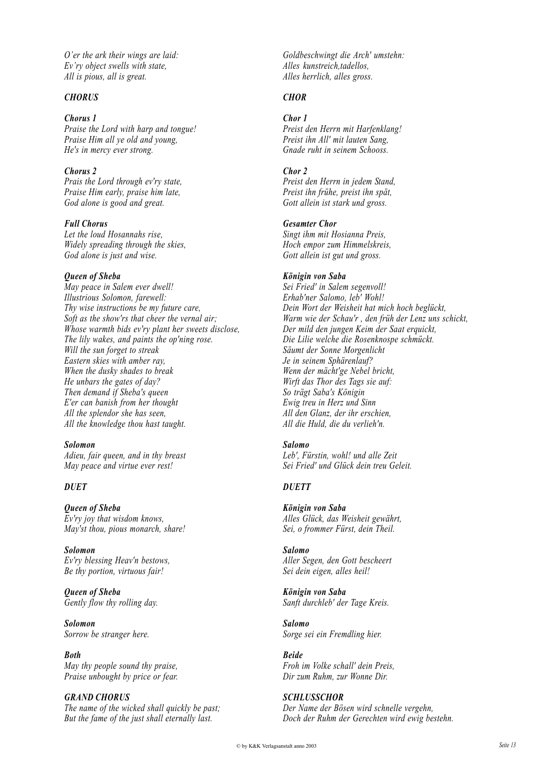*O'er the ark their wings are laid:*
*Ev'ry object swells with state,*
*All is pious, all is great.*

*Goldbeschwingt die Arch' umstehn:*
*Alles kunstreich,tadellos,*
*Alles herrlich, alles gross.*

### *CHORUS*

***Chorus 1***
*Praise the Lord with harp and tongue!*
*Praise Him all ye old and young,*
*He's in mercy ever strong.*

***Chorus 2***
*Prais the Lord through ev'ry state,*
*Praise Him early, praise him late,*
*God alone is good and great.*

***Full Chorus***
*Let the loud Hosannahs rise,*
*Widely spreading through the skies,*
*God alone is just and wise.*

***Queen of Sheba***
*May peace in Salem ever dwell!*
*Illustrious Solomon, farewell:*
*Thy wise instructions be my future care,*
*Soft as the show'rs that cheer the vernal air;*
*Whose warmth bids ev'ry plant her sweets disclose,*
*The lily wakes, and paints the op'ning rose.*
*Will the sun forget to streak*
*Eastern skies with amber ray,*
*When the dusky shades to break*
*He unbars the gates of day?*
*Then demand if Sheba's queen*
*E'er can banish from her thought*
*All the splendor she has seen,*
*All the knowledge thou hast taught.*

***Solomon***
*Adieu, fair queen, and in thy breast*
*May peace and virtue ever rest!*

### *DUET*

***Queen of Sheba***
*Ev'ry joy that wisdom knows,*
*May'st thou, pious monarch, share!*

***Solomon***
*Ev'ry blessing Heav'n bestows,*
*Be thy portion, virtuous fair!*

***Queen of Sheba***
*Gently flow thy rolling day.*

***Solomon***
*Sorrow be stranger here.*

***Both***
*May thy people sound thy praise,*
*Praise unbought by price or fear.*

### *GRAND CHORUS*
*The name of the wicked shall quickly be past;*
*But the fame of the just shall eternally last.*

### *CHOR*

***Chor 1***
*Preist den Herrn mit Harfenklang!*
*Preist ihn All' mit lauten Sang,*
*Gnade ruht in seinem Schooss.*

***Chor 2***
*Preist den Herrn in jedem Stand,*
*Preist ihn frühe, preist ihn spät,*
*Gott allein ist stark und gross.*

***Gesamter Chor***
*Singt ihm mit Hosianna Preis,*
*Hoch empor zum Himmelskreis,*
*Gott allein ist gut und gross.*

***Königin von Saba***
*Sei Fried' in Salem segenvoll!*
*Erhab'ner Salomo, leb' Wohl!*
*Dein Wort der Weisheit hat mich hoch beglückt,*
*Warm wie der Schau'r , den früh der Lenz uns schickt,*
*Der mild den jungen Keim der Saat erquickt,*
*Die Lilie welche die Rosenknospe schmückt.*
*Säumt der Sonne Morgenlicht*
*Je in seinem Sphärenlauf?*
*Wenn der mächt'ge Nebel bricht,*
*Wirft das Thor des Tags sie auf:*
*So trägt Saba's Königin*
*Ewig treu in Herz und Sinn*
*All den Glanz, der ihr erschien,*
*All die Huld, die du verlieh'n.*

***Salomo***
*Leb', Fürstin, wohl! und alle Zeit*
*Sei Fried' und Glück dein treu Geleit.*

### *DUETT*

***Königin von Saba***
*Alles Glück, das Weisheit gewährt,*
*Sei, o frommer Fürst, dein Theil.*

***Salomo***
*Aller Segen, den Gott bescheert*
*Sei dein eigen, alles heil!*

***Königin von Saba***
*Sanft durchleb' der Tage Kreis.*

***Salomo***
*Sorge sei ein Fremdling hier.*

***Beide***
*Froh im Volke schall' dein Preis,*
*Dir zum Ruhm, zur Wonne Dir.*

### *SCHLUSSCHOR*
*Der Name der Bösen wird schnelle vergehn,*
*Doch der Ruhm der Gerechten wird ewig bestehn.*